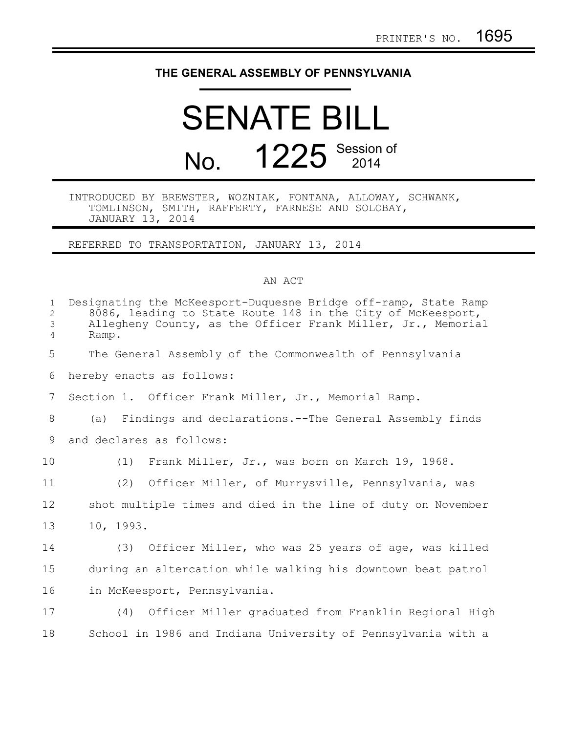PRINTER'S NO. 1695

# THE GENERAL ASSEMBLY OF PENNSYLVANIA

# SENATE BILL

## No. 1225 Session of 2014

INTRODUCED BY BREWSTER, WOZNIAK, FONTANA, ALLOWAY, SCHWANK, TOMLINSON, SMITH, RAFFERTY, FARNESE AND SOLOBAY, JANUARY 13, 2014

REFERRED TO TRANSPORTATION, JANUARY 13, 2014

AN ACT

Designating the McKeesport-Duquesne Bridge off-ramp, State Ramp 8086, leading to State Route 148 in the City of McKeesport, Allegheny County, as the Officer Frank Miller, Jr., Memorial Ramp.

The General Assembly of the Commonwealth of Pennsylvania hereby enacts as follows:

Section 1. Officer Frank Miller, Jr., Memorial Ramp.

(a) Findings and declarations.--The General Assembly finds and declares as follows:

(1) Frank Miller, Jr., was born on March 19, 1968.

(2) Officer Miller, of Murrysville, Pennsylvania, was shot multiple times and died in the line of duty on November 10, 1993.

(3) Officer Miller, who was 25 years of age, was killed during an altercation while walking his downtown beat patrol in McKeesport, Pennsylvania.

(4) Officer Miller graduated from Franklin Regional High School in 1986 and Indiana University of Pennsylvania with a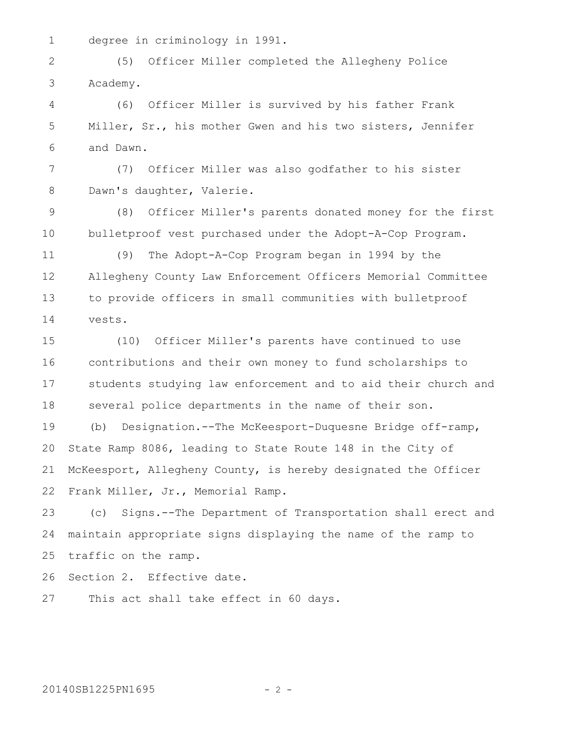degree in criminology in 1991.

(5) Officer Miller completed the Allegheny Police Academy.

(6) Officer Miller is survived by his father Frank Miller, Sr., his mother Gwen and his two sisters, Jennifer and Dawn.

(7) Officer Miller was also godfather to his sister Dawn's daughter, Valerie.

(8) Officer Miller's parents donated money for the first bulletproof vest purchased under the Adopt-A-Cop Program.

(9) The Adopt-A-Cop Program began in 1994 by the Allegheny County Law Enforcement Officers Memorial Committee to provide officers in small communities with bulletproof vests.

(10) Officer Miller's parents have continued to use contributions and their own money to fund scholarships to students studying law enforcement and to aid their church and several police departments in the name of their son.

(b) Designation.--The McKeesport-Duquesne Bridge off-ramp, State Ramp 8086, leading to State Route 148 in the City of McKeesport, Allegheny County, is hereby designated the Officer Frank Miller, Jr., Memorial Ramp.

(c) Signs.--The Department of Transportation shall erect and maintain appropriate signs displaying the name of the ramp to traffic on the ramp.

Section 2. Effective date.

This act shall take effect in 60 days.